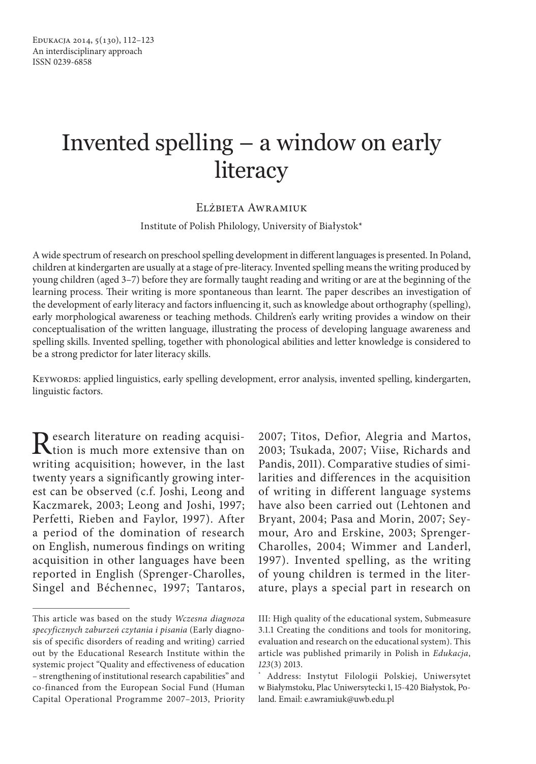# Invented spelling – a window on early literacy

Elżbieta Awramiuk

Institute of Polish Philology, University of Białystok*

A wide spectrum of research on preschool spelling development in different languages is presented. In Poland, children at kindergarten are usually at a stage of pre-literacy. Invented spelling means the writing produced by young children (aged 3–7) before they are formally taught reading and writing or are at the beginning of the learning process. Their writing is more spontaneous than learnt. The paper describes an investigation of the development of early literacy and factors influencing it, such as knowledge about orthography (spelling), early morphological awareness or teaching methods. Children's early writing provides a window on their conceptualisation of the written language, illustrating the process of developing language awareness and spelling skills. Invented spelling, together with phonological abilities and letter knowledge is considered to be a strong predictor for later literacy skills.

Keywords: applied linguistics, early spelling development, error analysis, invented spelling, kindergarten, linguistic factors.

Research literature on reading acquisition is much more extensive than on writing acquisition; however, in the last twenty years a significantly growing interest can be observed (c.f. Joshi, Leong and Kaczmarek, 2003; Leong and Joshi, 1997; Perfetti, Rieben and Faylor, 1997). After a period of the domination of research on English, numerous findings on writing acquisition in other languages have been reported in English (Sprenger-Charolles, Singel and Béchennec, 1997; Tantaros, 2007; Titos, Defior, Alegria and Martos, 2003; Tsukada, 2007; Viise, Richards and Pandis, 2011). Comparative studies of similarities and differences in the acquisition of writing in different language systems have also been carried out (Lehtonen and Bryant, 2004; Pasa and Morin, 2007; Seymour, Aro and Erskine, 2003; Sprenger-Charolles, 2004; Wimmer and Landerl, 1997). Invented spelling, as the writing of young children is termed in the literature, plays a special part in research on

---

This article was based on the study *Wczesna diagnoza specyficznych zaburzeń czytania i pisania* (Early diagnosis of specific disorders of reading and writing) carried out by the Educational Research Institute within the systemic project "Quality and effectiveness of education – strengthening of institutional research capabilities" and co-financed from the European Social Fund (Human Capital Operational Programme 2007–2013, Priority III: High quality of the educational system, Submeasure 3.1.1 Creating the conditions and tools for monitoring, evaluation and research on the educational system). This article was published primarily in Polish in *Edukacja*, *123*(3) 2013.

\* Address: Instytut Filologii Polskiej, Uniwersytet w Białymstoku, Plac Uniwersytecki 1, 15-420 Białystok, Poland. Email: e.awramiuk@uwb.edu.pl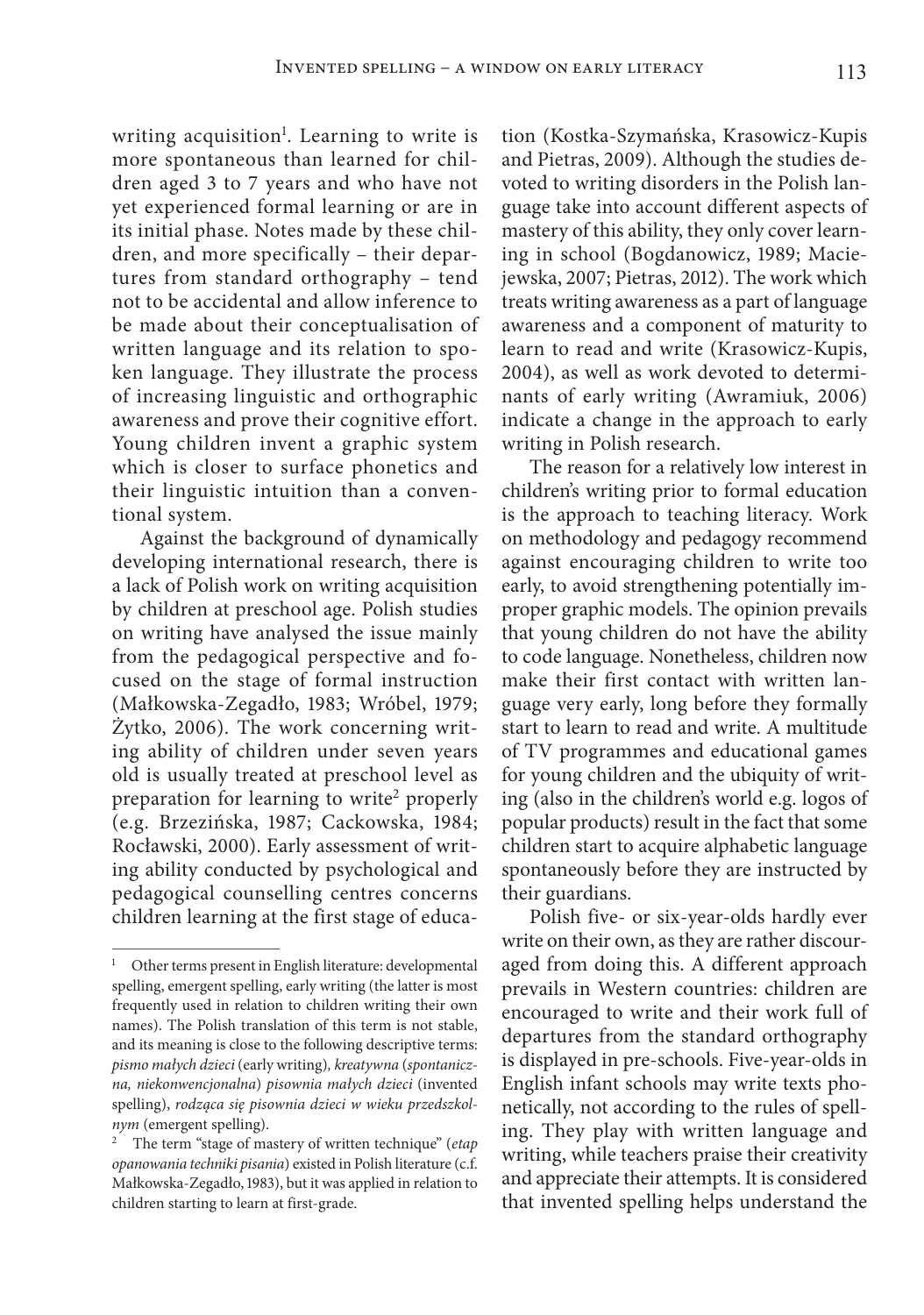writing acquisition[1]. Learning to write is more spontaneous than learned for children aged 3 to 7 years and who have not yet experienced formal learning or are in its initial phase. Notes made by these children, and more specifically – their departures from standard orthography – tend not to be accidental and allow inference to be made about their conceptualisation of written language and its relation to spoken language. They illustrate the process of increasing linguistic and orthographic awareness and prove their cognitive effort. Young children invent a graphic system which is closer to surface phonetics and their linguistic intuition than a conventional system.

Against the background of dynamically developing international research, there is a lack of Polish work on writing acquisition by children at preschool age. Polish studies on writing have analysed the issue mainly from the pedagogical perspective and focused on the stage of formal instruction (Małkowska-Zegadło, 1983; Wróbel, 1979; Żytko, 2006). The work concerning writing ability of children under seven years old is usually treated at preschool level as preparation for learning to write[2] properly (e.g. Brzezińska, 1987; Cackowska, 1984; Rocławski, 2000). Early assessment of writing ability conducted by psychological and pedagogical counselling centres concerns children learning at the first stage of education (Kostka-Szymańska, Krasowicz-Kupis and Pietras, 2009). Although the studies devoted to writing disorders in the Polish language take into account different aspects of mastery of this ability, they only cover learning in school (Bogdanowicz, 1989; Maciejewska, 2007; Pietras, 2012). The work which treats writing awareness as a part of language awareness and a component of maturity to learn to read and write (Krasowicz-Kupis, 2004), as well as work devoted to determinants of early writing (Awramiuk, 2006) indicate a change in the approach to early writing in Polish research.

The reason for a relatively low interest in children's writing prior to formal education is the approach to teaching literacy. Work on methodology and pedagogy recommend against encouraging children to write too early, to avoid strengthening potentially improper graphic models. The opinion prevails that young children do not have the ability to code language. Nonetheless, children now make their first contact with written language very early, long before they formally start to learn to read and write. A multitude of TV programmes and educational games for young children and the ubiquity of writing (also in the children's world e.g. logos of popular products) result in the fact that some children start to acquire alphabetic language spontaneously before they are instructed by their guardians.

Polish five- or six-year-olds hardly ever write on their own, as they are rather discouraged from doing this. A different approach prevails in Western countries: children are encouraged to write and their work full of departures from the standard orthography is displayed in pre-schools. Five-year-olds in English infant schools may write texts phonetically, not according to the rules of spelling. They play with written language and writing, while teachers praise their creativity and appreciate their attempts. It is considered that invented spelling helps understand the

---

[1] Other terms present in English literature: developmental spelling, emergent spelling, early writing (the latter is most frequently used in relation to children writing their own names). The Polish translation of this term is not stable, and its meaning is close to the following descriptive terms: *pismo małych dzieci* (early writing), *kreatywna* (*spontaniczna, niekonwencjonalna*) *pisownia małych dzieci* (invented spelling), *rodząca się pisownia dzieci w wieku przedszkolnym* (emergent spelling).

[2] The term "stage of mastery of written technique" (*etap opanowania techniki pisania*) existed in Polish literature (c.f. Małkowska-Zegadło, 1983), but it was applied in relation to children starting to learn at first-grade.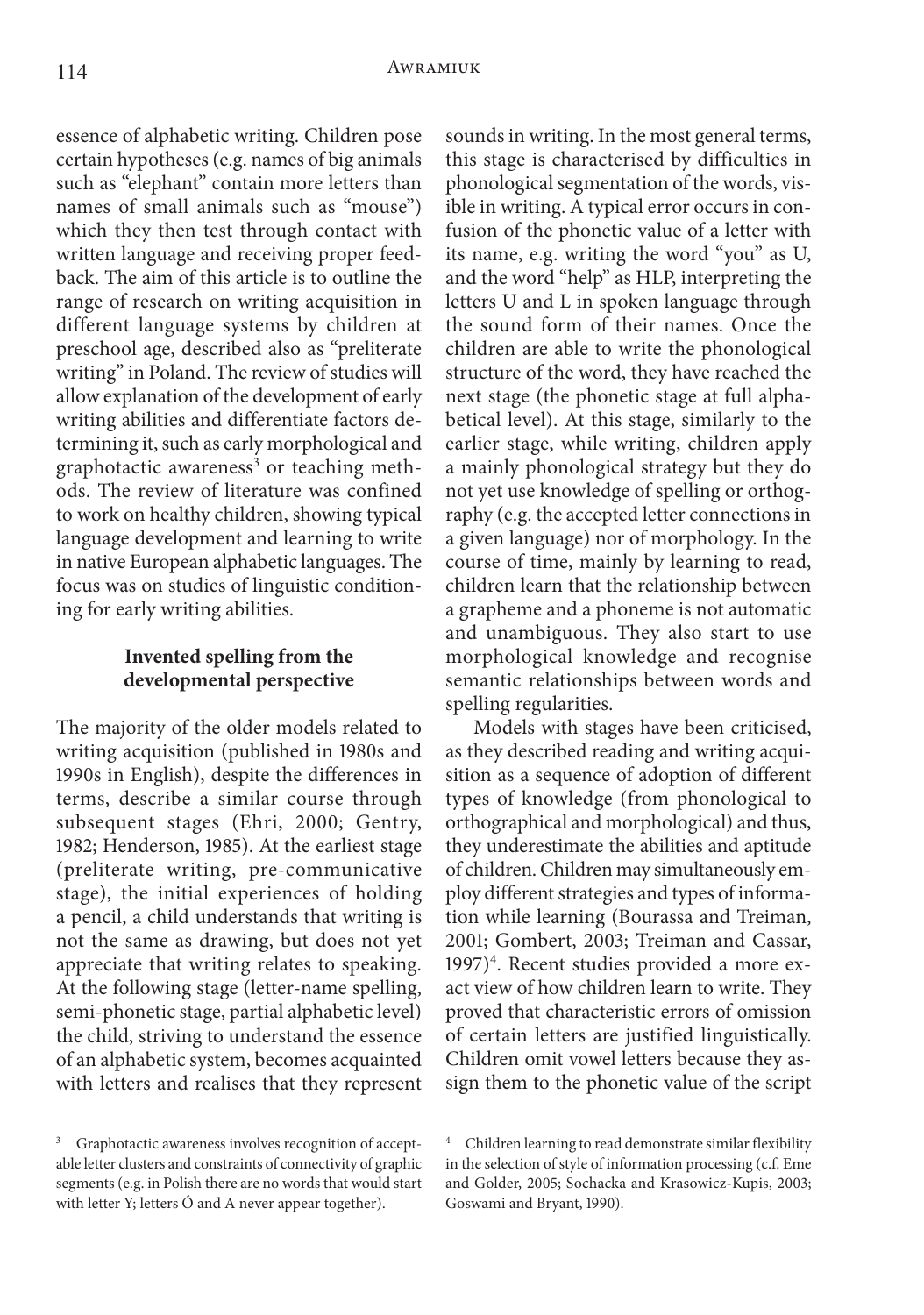essence of alphabetic writing. Children pose certain hypotheses (e.g. names of big animals such as "elephant" contain more letters than names of small animals such as "mouse") which they then test through contact with written language and receiving proper feedback. The aim of this article is to outline the range of research on writing acquisition in different language systems by children at preschool age, described also as "preliterate writing" in Poland. The review of studies will allow explanation of the development of early writing abilities and differentiate factors determining it, such as early morphological and graphotactic awareness[3] or teaching methods. The review of literature was confined to work on healthy children, showing typical language development and learning to write in native European alphabetic languages. The focus was on studies of linguistic conditioning for early writing abilities.

## Invented spelling from the developmental perspective

The majority of the older models related to writing acquisition (published in 1980s and 1990s in English), despite the differences in terms, describe a similar course through subsequent stages (Ehri, 2000; Gentry, 1982; Henderson, 1985). At the earliest stage (preliterate writing, pre-communicative stage), the initial experiences of holding a pencil, a child understands that writing is not the same as drawing, but does not yet appreciate that writing relates to speaking. At the following stage (letter-name spelling, semi-phonetic stage, partial alphabetic level) the child, striving to understand the essence of an alphabetic system, becomes acquainted with letters and realises that they represent sounds in writing. In the most general terms, this stage is characterised by difficulties in phonological segmentation of the words, visible in writing. A typical error occurs in confusion of the phonetic value of a letter with its name, e.g. writing the word "you" as U, and the word "help" as HLP, interpreting the letters U and L in spoken language through the sound form of their names. Once the children are able to write the phonological structure of the word, they have reached the next stage (the phonetic stage at full alphabetical level). At this stage, similarly to the earlier stage, while writing, children apply a mainly phonological strategy but they do not yet use knowledge of spelling or orthography (e.g. the accepted letter connections in a given language) nor of morphology. In the course of time, mainly by learning to read, children learn that the relationship between a grapheme and a phoneme is not automatic and unambiguous. They also start to use morphological knowledge and recognise semantic relationships between words and spelling regularities.

Models with stages have been criticised, as they described reading and writing acquisition as a sequence of adoption of different types of knowledge (from phonological to orthographical and morphological) and thus, they underestimate the abilities and aptitude of children. Children may simultaneously employ different strategies and types of information while learning (Bourassa and Treiman, 2001; Gombert, 2003; Treiman and Cassar, 1997)[4]. Recent studies provided a more exact view of how children learn to write. They proved that characteristic errors of omission of certain letters are justified linguistically. Children omit vowel letters because they assign them to the phonetic value of the script

---

[3] Graphotactic awareness involves recognition of acceptable letter clusters and constraints of connectivity of graphic segments (e.g. in Polish there are no words that would start with letter Y; letters Ó and A never appear together).

[4] Children learning to read demonstrate similar flexibility in the selection of style of information processing (c.f. Eme and Golder, 2005; Sochacka and Krasowicz-Kupis, 2003; Goswami and Bryant, 1990).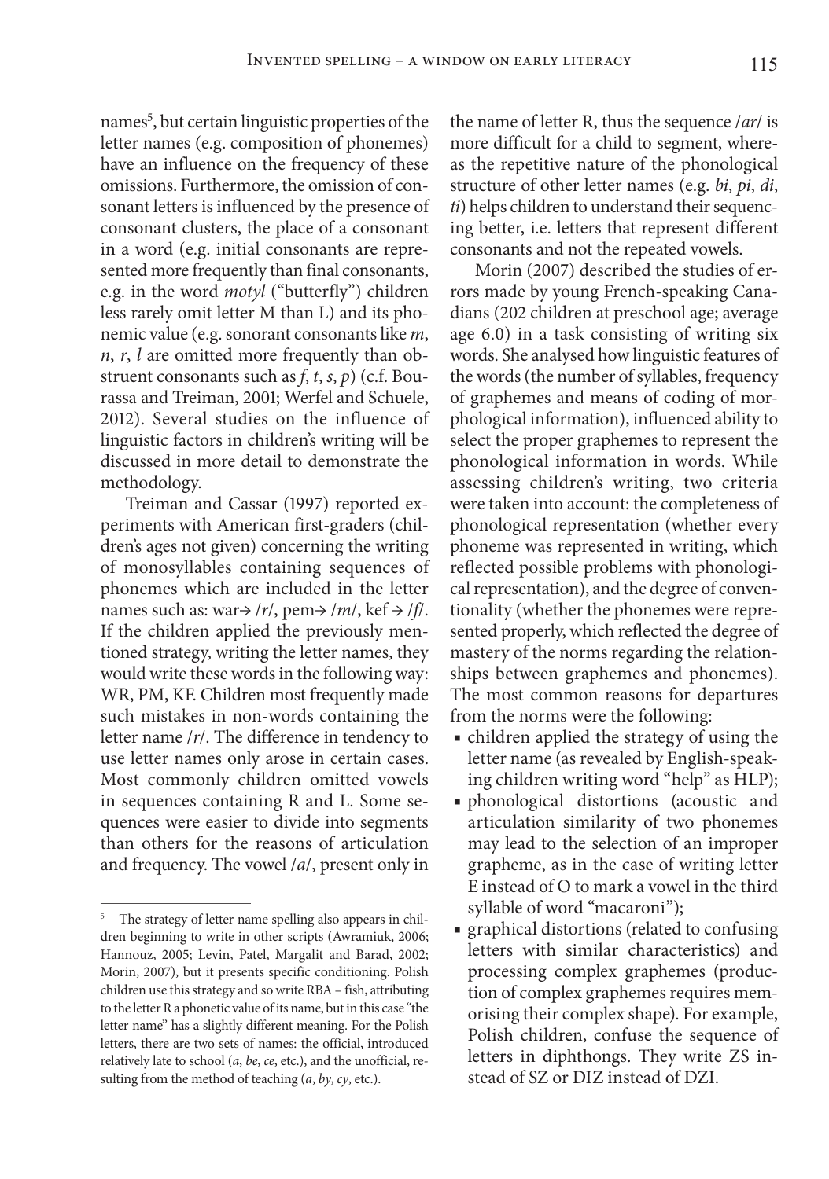names[5], but certain linguistic properties of the letter names (e.g. composition of phonemes) have an influence on the frequency of these omissions. Furthermore, the omission of consonant letters is influenced by the presence of consonant clusters, the place of a consonant in a word (e.g. initial consonants are represented more frequently than final consonants, e.g. in the word *motyl* ("butterfly") children less rarely omit letter M than L) and its phonemic value (e.g. sonorant consonants like *m*, *n*, *r*, *l* are omitted more frequently than obstruent consonants such as *f*, *t*, *s*, *p*) (c.f. Bourassa and Treiman, 2001; Werfel and Schuele, 2012). Several studies on the influence of linguistic factors in children's writing will be discussed in more detail to demonstrate the methodology.

Treiman and Cassar (1997) reported experiments with American first-graders (children's ages not given) concerning the writing of monosyllables containing sequences of phonemes which are included in the letter names such as: war→ /*r*/, pem→ /*m*/, kef → /*f*/. If the children applied the previously mentioned strategy, writing the letter names, they would write these words in the following way: WR, PM, KF. Children most frequently made such mistakes in non-words containing the letter name /*r*/. The difference in tendency to use letter names only arose in certain cases. Most commonly children omitted vowels in sequences containing R and L. Some sequences were easier to divide into segments than others for the reasons of articulation and frequency. The vowel /*a*/, present only in the name of letter R, thus the sequence /*ar*/ is more difficult for a child to segment, whereas the repetitive nature of the phonological structure of other letter names (e.g. *bi*, *pi*, *di*, *ti*) helps children to understand their sequencing better, i.e. letters that represent different consonants and not the repeated vowels.

Morin (2007) described the studies of errors made by young French-speaking Canadians (202 children at preschool age; average age 6.0) in a task consisting of writing six words. She analysed how linguistic features of the words (the number of syllables, frequency of graphemes and means of coding of morphological information), influenced ability to select the proper graphemes to represent the phonological information in words. While assessing children's writing, two criteria were taken into account: the completeness of phonological representation (whether every phoneme was represented in writing, which reflected possible problems with phonological representation), and the degree of conventionality (whether the phonemes were represented properly, which reflected the degree of mastery of the norms regarding the relationships between graphemes and phonemes). The most common reasons for departures from the norms were the following:

- children applied the strategy of using the letter name (as revealed by English-speaking children writing word "help" as HLP);
- phonological distortions (acoustic and articulation similarity of two phonemes may lead to the selection of an improper grapheme, as in the case of writing letter E instead of O to mark a vowel in the third syllable of word "macaroni");
- graphical distortions (related to confusing letters with similar characteristics) and processing complex graphemes (production of complex graphemes requires memorising their complex shape). For example, Polish children, confuse the sequence of letters in diphthongs. They write ZS instead of SZ or DIZ instead of DZI.

---

[5] The strategy of letter name spelling also appears in children beginning to write in other scripts (Awramiuk, 2006; Hannouz, 2005; Levin, Patel, Margalit and Barad, 2002; Morin, 2007), but it presents specific conditioning. Polish children use this strategy and so write RBA – fish, attributing to the letter R a phonetic value of its name, but in this case "the letter name" has a slightly different meaning. For the Polish letters, there are two sets of names: the official, introduced relatively late to school (*a*, *be*, *ce*, etc.), and the unofficial, resulting from the method of teaching (*a*, *by*, *cy*, etc.).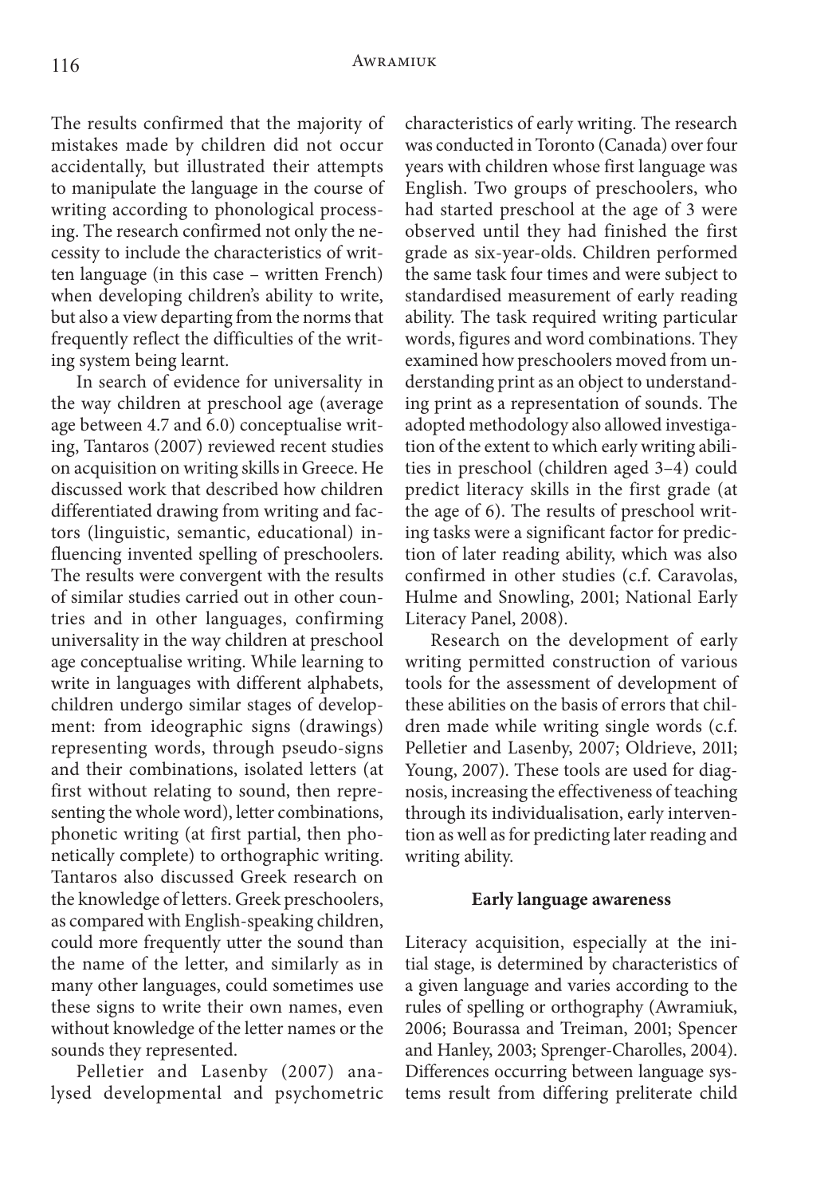The results confirmed that the majority of mistakes made by children did not occur accidentally, but illustrated their attempts to manipulate the language in the course of writing according to phonological processing. The research confirmed not only the necessity to include the characteristics of written language (in this case – written French) when developing children's ability to write, but also a view departing from the norms that frequently reflect the difficulties of the writing system being learnt.

In search of evidence for universality in the way children at preschool age (average age between 4.7 and 6.0) conceptualise writing, Tantaros (2007) reviewed recent studies on acquisition on writing skills in Greece. He discussed work that described how children differentiated drawing from writing and factors (linguistic, semantic, educational) influencing invented spelling of preschoolers. The results were convergent with the results of similar studies carried out in other countries and in other languages, confirming universality in the way children at preschool age conceptualise writing. While learning to write in languages with different alphabets, children undergo similar stages of development: from ideographic signs (drawings) representing words, through pseudo-signs and their combinations, isolated letters (at first without relating to sound, then representing the whole word), letter combinations, phonetic writing (at first partial, then phonetically complete) to orthographic writing. Tantaros also discussed Greek research on the knowledge of letters. Greek preschoolers, as compared with English-speaking children, could more frequently utter the sound than the name of the letter, and similarly as in many other languages, could sometimes use these signs to write their own names, even without knowledge of the letter names or the sounds they represented.

Pelletier and Lasenby (2007) analysed developmental and psychometric characteristics of early writing. The research was conducted in Toronto (Canada) over four years with children whose first language was English. Two groups of preschoolers, who had started preschool at the age of 3 were observed until they had finished the first grade as six-year-olds. Children performed the same task four times and were subject to standardised measurement of early reading ability. The task required writing particular words, figures and word combinations. They examined how preschoolers moved from understanding print as an object to understanding print as a representation of sounds. The adopted methodology also allowed investigation of the extent to which early writing abilities in preschool (children aged 3–4) could predict literacy skills in the first grade (at the age of 6). The results of preschool writing tasks were a significant factor for prediction of later reading ability, which was also confirmed in other studies (c.f. Caravolas, Hulme and Snowling, 2001; National Early Literacy Panel, 2008).

Research on the development of early writing permitted construction of various tools for the assessment of development of these abilities on the basis of errors that children made while writing single words (c.f. Pelletier and Lasenby, 2007; Oldrieve, 2011; Young, 2007). These tools are used for diagnosis, increasing the effectiveness of teaching through its individualisation, early intervention as well as for predicting later reading and writing ability.

## Early language awareness

Literacy acquisition, especially at the initial stage, is determined by characteristics of a given language and varies according to the rules of spelling or orthography (Awramiuk, 2006; Bourassa and Treiman, 2001; Spencer and Hanley, 2003; Sprenger-Charolles, 2004). Differences occurring between language systems result from differing preliterate child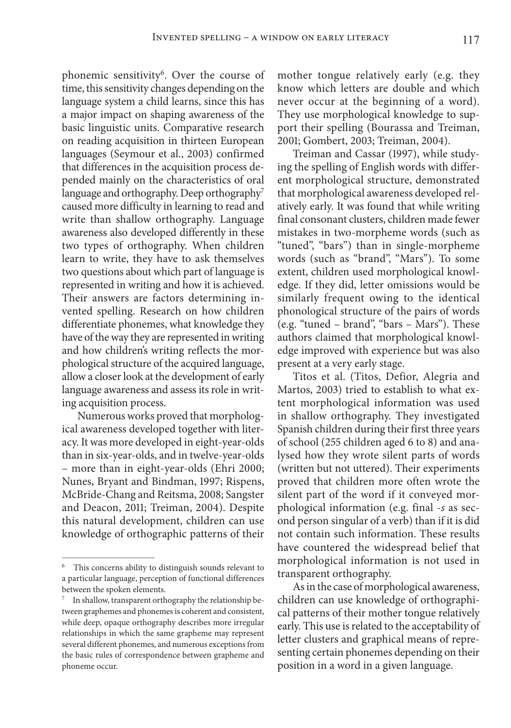phonemic sensitivity[6]. Over the course of time, this sensitivity changes depending on the language system a child learns, since this has a major impact on shaping awareness of the basic linguistic units. Comparative research on reading acquisition in thirteen European languages (Seymour et al., 2003) confirmed that differences in the acquisition process depended mainly on the characteristics of oral language and orthography. Deep orthography[7] caused more difficulty in learning to read and write than shallow orthography. Language awareness also developed differently in these two types of orthography. When children learn to write, they have to ask themselves two questions about which part of language is represented in writing and how it is achieved. Their answers are factors determining invented spelling. Research on how children differentiate phonemes, what knowledge they have of the way they are represented in writing and how children's writing reflects the morphological structure of the acquired language, allow a closer look at the development of early language awareness and assess its role in writing acquisition process.

Numerous works proved that morphological awareness developed together with literacy. It was more developed in eight-year-olds than in six-year-olds, and in twelve-year-olds – more than in eight-year-olds (Ehri 2000; Nunes, Bryant and Bindman, 1997; Rispens, McBride-Chang and Reitsma, 2008; Sangster and Deacon, 2011; Treiman, 2004). Despite this natural development, children can use knowledge of orthographic patterns of their mother tongue relatively early (e.g. they know which letters are double and which never occur at the beginning of a word). They use morphological knowledge to support their spelling (Bourassa and Treiman, 2001; Gombert, 2003; Treiman, 2004).

Treiman and Cassar (1997), while studying the spelling of English words with different morphological structure, demonstrated that morphological awareness developed relatively early. It was found that while writing final consonant clusters, children made fewer mistakes in two-morpheme words (such as "tuned", "bars") than in single-morpheme words (such as "brand", "Mars"). To some extent, children used morphological knowledge. If they did, letter omissions would be similarly frequent owing to the identical phonological structure of the pairs of words (e.g. "tuned – brand", "bars – Mars"). These authors claimed that morphological knowledge improved with experience but was also present at a very early stage.

Titos et al. (Titos, Defior, Alegria and Martos, 2003) tried to establish to what extent morphological information was used in shallow orthography. They investigated Spanish children during their first three years of school (255 children aged 6 to 8) and analysed how they wrote silent parts of words (written but not uttered). Their experiments proved that children more often wrote the silent part of the word if it conveyed morphological information (e.g. final *-s* as second person singular of a verb) than if it is did not contain such information. These results have countered the widespread belief that morphological information is not used in transparent orthography.

As in the case of morphological awareness, children can use knowledge of orthographical patterns of their mother tongue relatively early. This use is related to the acceptability of letter clusters and graphical means of representing certain phonemes depending on their position in a word in a given language.

---

[6] This concerns ability to distinguish sounds relevant to a particular language, perception of functional differences between the spoken elements.

[7] In shallow, transparent orthography the relationship between graphemes and phonemes is coherent and consistent, while deep, opaque orthography describes more irregular relationships in which the same grapheme may represent several different phonemes, and numerous exceptions from the basic rules of correspondence between grapheme and phoneme occur.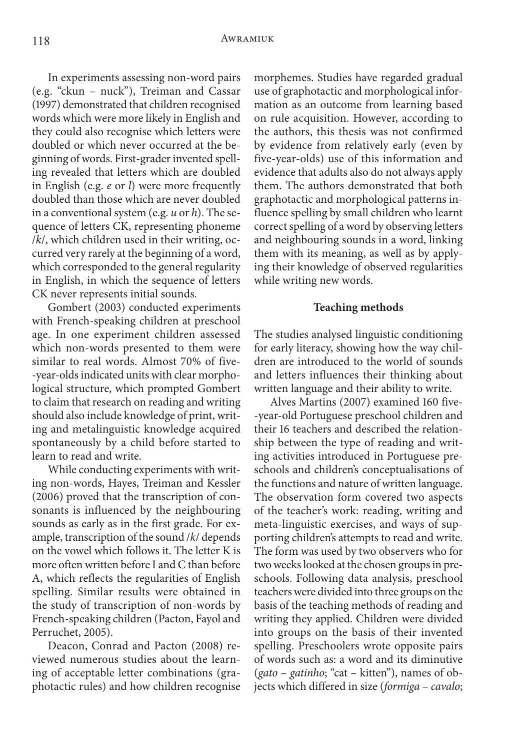In experiments assessing non-word pairs (e.g. "ckun – nuck"), Treiman and Cassar (1997) demonstrated that children recognised words which were more likely in English and they could also recognise which letters were doubled or which never occurred at the beginning of words. First-grader invented spelling revealed that letters which are doubled in English (e.g. *e* or *l*) were more frequently doubled than those which are never doubled in a conventional system (e.g. *u* or *h*). The sequence of letters CK, representing phoneme /*k*/, which children used in their writing, occurred very rarely at the beginning of a word, which corresponded to the general regularity in English, in which the sequence of letters CK never represents initial sounds.

Gombert (2003) conducted experiments with French-speaking children at preschool age. In one experiment children assessed which non-words presented to them were similar to real words. Almost 70% of five-year-olds indicated units with clear morphological structure, which prompted Gombert to claim that research on reading and writing should also include knowledge of print, writing and metalinguistic knowledge acquired spontaneously by a child before started to learn to read and write.

While conducting experiments with writing non-words, Hayes, Treiman and Kessler (2006) proved that the transcription of consonants is influenced by the neighbouring sounds as early as in the first grade. For example, transcription of the sound /*k*/ depends on the vowel which follows it. The letter K is more often written before I and C than before A, which reflects the regularities of English spelling. Similar results were obtained in the study of transcription of non-words by French-speaking children (Pacton, Fayol and Perruchet, 2005).

Deacon, Conrad and Pacton (2008) reviewed numerous studies about the learning of acceptable letter combinations (graphotactic rules) and how children recognise morphemes. Studies have regarded gradual use of graphotactic and morphological information as an outcome from learning based on rule acquisition. However, according to the authors, this thesis was not confirmed by evidence from relatively early (even by five-year-olds) use of this information and evidence that adults also do not always apply them. The authors demonstrated that both graphotactic and morphological patterns influence spelling by small children who learnt correct spelling of a word by observing letters and neighbouring sounds in a word, linking them with its meaning, as well as by applying their knowledge of observed regularities while writing new words.

**Teaching methods**

The studies analysed linguistic conditioning for early literacy, showing how the way children are introduced to the world of sounds and letters influences their thinking about written language and their ability to write.

Alves Martins (2007) examined 160 five-year-old Portuguese preschool children and their 16 teachers and described the relationship between the type of reading and writing activities introduced in Portuguese preschools and children's conceptualisations of the functions and nature of written language. The observation form covered two aspects of the teacher's work: reading, writing and meta-linguistic exercises, and ways of supporting children's attempts to read and write. The form was used by two observers who for two weeks looked at the chosen groups in preschools. Following data analysis, preschool teachers were divided into three groups on the basis of the teaching methods of reading and writing they applied. Children were divided into groups on the basis of their invented spelling. Preschoolers wrote opposite pairs of words such as: a word and its diminutive (*gato – gatinho*; "cat – kitten"), names of objects which differed in size (*formiga – cavalo*;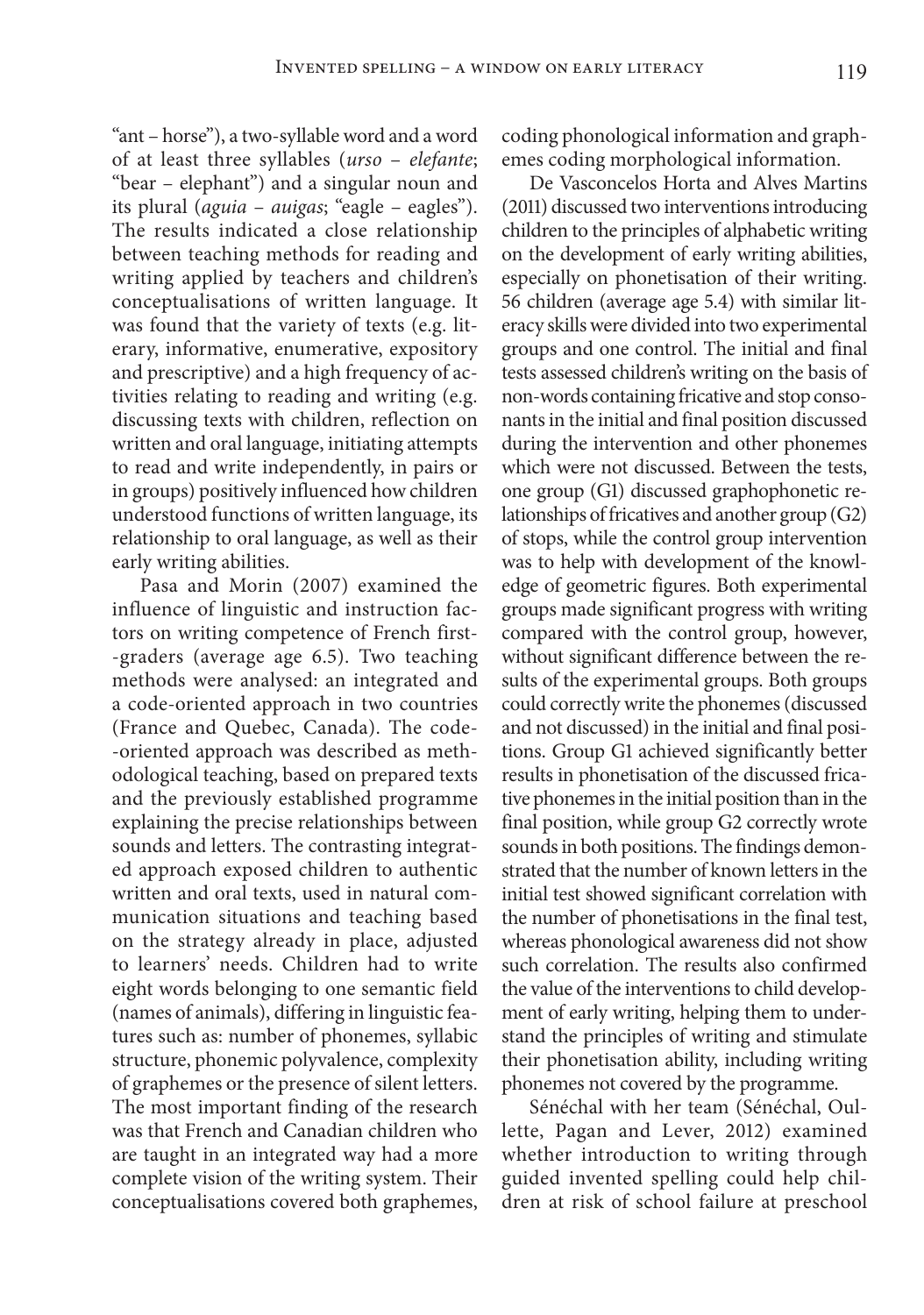"ant – horse"), a two-syllable word and a word of at least three syllables (*urso* – *elefante*; "bear – elephant") and a singular noun and its plural (*aguia* – *auigas*; "eagle – eagles"). The results indicated a close relationship between teaching methods for reading and writing applied by teachers and children's conceptualisations of written language. It was found that the variety of texts (e.g. literary, informative, enumerative, expository and prescriptive) and a high frequency of activities relating to reading and writing (e.g. discussing texts with children, reflection on written and oral language, initiating attempts to read and write independently, in pairs or in groups) positively influenced how children understood functions of written language, its relationship to oral language, as well as their early writing abilities.

Pasa and Morin (2007) examined the influence of linguistic and instruction factors on writing competence of French first--graders (average age 6.5). Two teaching methods were analysed: an integrated and a code-oriented approach in two countries (France and Quebec, Canada). The code--oriented approach was described as methodological teaching, based on prepared texts and the previously established programme explaining the precise relationships between sounds and letters. The contrasting integrated approach exposed children to authentic written and oral texts, used in natural communication situations and teaching based on the strategy already in place, adjusted to learners' needs. Children had to write eight words belonging to one semantic field (names of animals), differing in linguistic features such as: number of phonemes, syllabic structure, phonemic polyvalence, complexity of graphemes or the presence of silent letters. The most important finding of the research was that French and Canadian children who are taught in an integrated way had a more complete vision of the writing system. Their conceptualisations covered both graphemes, coding phonological information and graphemes coding morphological information.

De Vasconcelos Horta and Alves Martins (2011) discussed two interventions introducing children to the principles of alphabetic writing on the development of early writing abilities, especially on phonetisation of their writing. 56 children (average age 5.4) with similar literacy skills were divided into two experimental groups and one control. The initial and final tests assessed children's writing on the basis of non-words containing fricative and stop consonants in the initial and final position discussed during the intervention and other phonemes which were not discussed. Between the tests, one group (G1) discussed graphophonetic relationships of fricatives and another group (G2) of stops, while the control group intervention was to help with development of the knowledge of geometric figures. Both experimental groups made significant progress with writing compared with the control group, however, without significant difference between the results of the experimental groups. Both groups could correctly write the phonemes (discussed and not discussed) in the initial and final positions. Group G1 achieved significantly better results in phonetisation of the discussed fricative phonemes in the initial position than in the final position, while group G2 correctly wrote sounds in both positions. The findings demonstrated that the number of known letters in the initial test showed significant correlation with the number of phonetisations in the final test, whereas phonological awareness did not show such correlation. The results also confirmed the value of the interventions to child development of early writing, helping them to understand the principles of writing and stimulate their phonetisation ability, including writing phonemes not covered by the programme.

Sénéchal with her team (Sénéchal, Oullette, Pagan and Lever, 2012) examined whether introduction to writing through guided invented spelling could help children at risk of school failure at preschool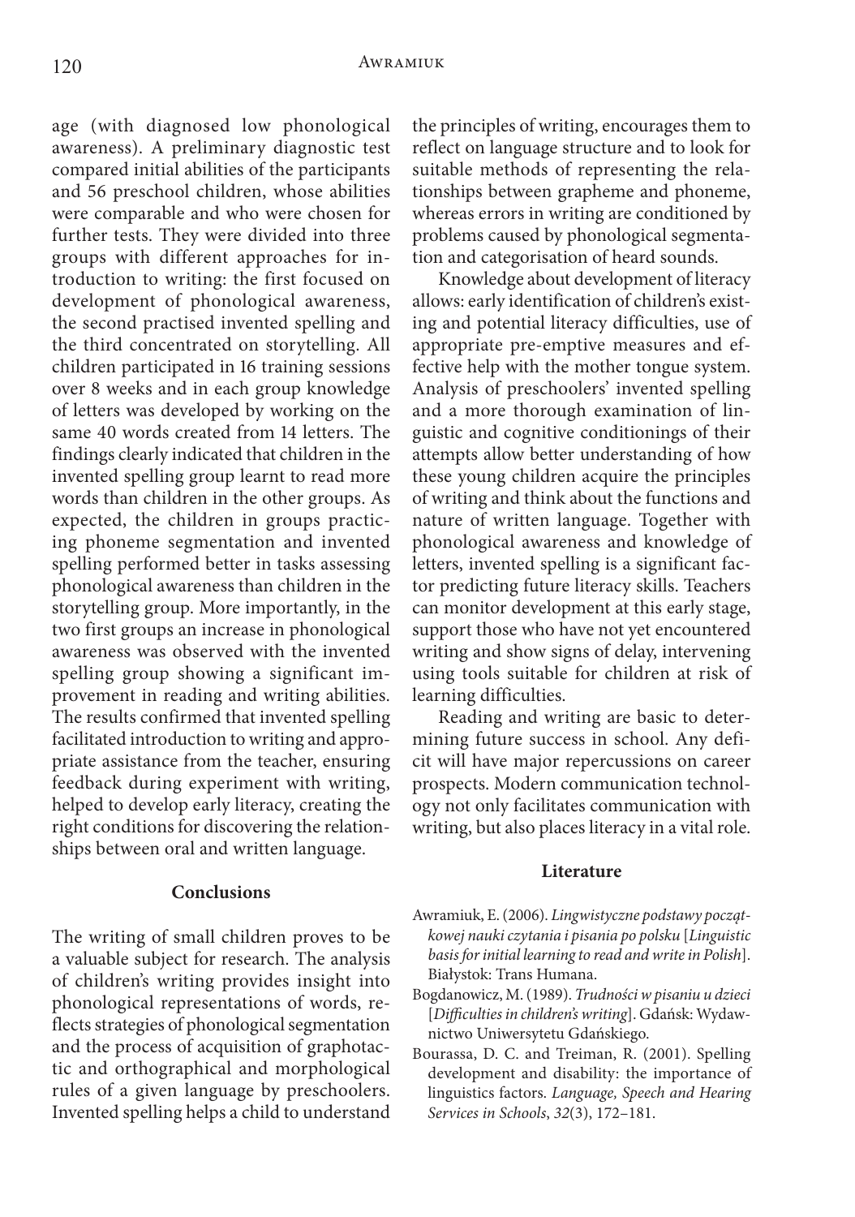age (with diagnosed low phonological awareness). A preliminary diagnostic test compared initial abilities of the participants and 56 preschool children, whose abilities were comparable and who were chosen for further tests. They were divided into three groups with different approaches for introduction to writing: the first focused on development of phonological awareness, the second practised invented spelling and the third concentrated on storytelling. All children participated in 16 training sessions over 8 weeks and in each group knowledge of letters was developed by working on the same 40 words created from 14 letters. The findings clearly indicated that children in the invented spelling group learnt to read more words than children in the other groups. As expected, the children in groups practicing phoneme segmentation and invented spelling performed better in tasks assessing phonological awareness than children in the storytelling group. More importantly, in the two first groups an increase in phonological awareness was observed with the invented spelling group showing a significant improvement in reading and writing abilities. The results confirmed that invented spelling facilitated introduction to writing and appropriate assistance from the teacher, ensuring feedback during experiment with writing, helped to develop early literacy, creating the right conditions for discovering the relationships between oral and written language.

## Conclusions

The writing of small children proves to be a valuable subject for research. The analysis of children's writing provides insight into phonological representations of words, reflects strategies of phonological segmentation and the process of acquisition of graphotactic and orthographical and morphological rules of a given language by preschoolers. Invented spelling helps a child to understand the principles of writing, encourages them to reflect on language structure and to look for suitable methods of representing the relationships between grapheme and phoneme, whereas errors in writing are conditioned by problems caused by phonological segmentation and categorisation of heard sounds.

Knowledge about development of literacy allows: early identification of children's existing and potential literacy difficulties, use of appropriate pre-emptive measures and effective help with the mother tongue system. Analysis of preschoolers' invented spelling and a more thorough examination of linguistic and cognitive conditionings of their attempts allow better understanding of how these young children acquire the principles of writing and think about the functions and nature of written language. Together with phonological awareness and knowledge of letters, invented spelling is a significant factor predicting future literacy skills. Teachers can monitor development at this early stage, support those who have not yet encountered writing and show signs of delay, intervening using tools suitable for children at risk of learning difficulties.

Reading and writing are basic to determining future success in school. Any deficit will have major repercussions on career prospects. Modern communication technology not only facilitates communication with writing, but also places literacy in a vital role.

## Literature

Awramiuk, E. (2006). *Lingwistyczne podstawy początkowej nauki czytania i pisania po polsku* [*Linguistic basis for initial learning to read and write in Polish*]. Białystok: Trans Humana.

Bogdanowicz, M. (1989). *Trudności w pisaniu u dzieci* [*Difficulties in children's writing*]. Gdańsk: Wydawnictwo Uniwersytetu Gdańskiego.

Bourassa, D. C. and Treiman, R. (2001). Spelling development and disability: the importance of linguistics factors. *Language, Speech and Hearing Services in Schools*, *32*(3), 172–181.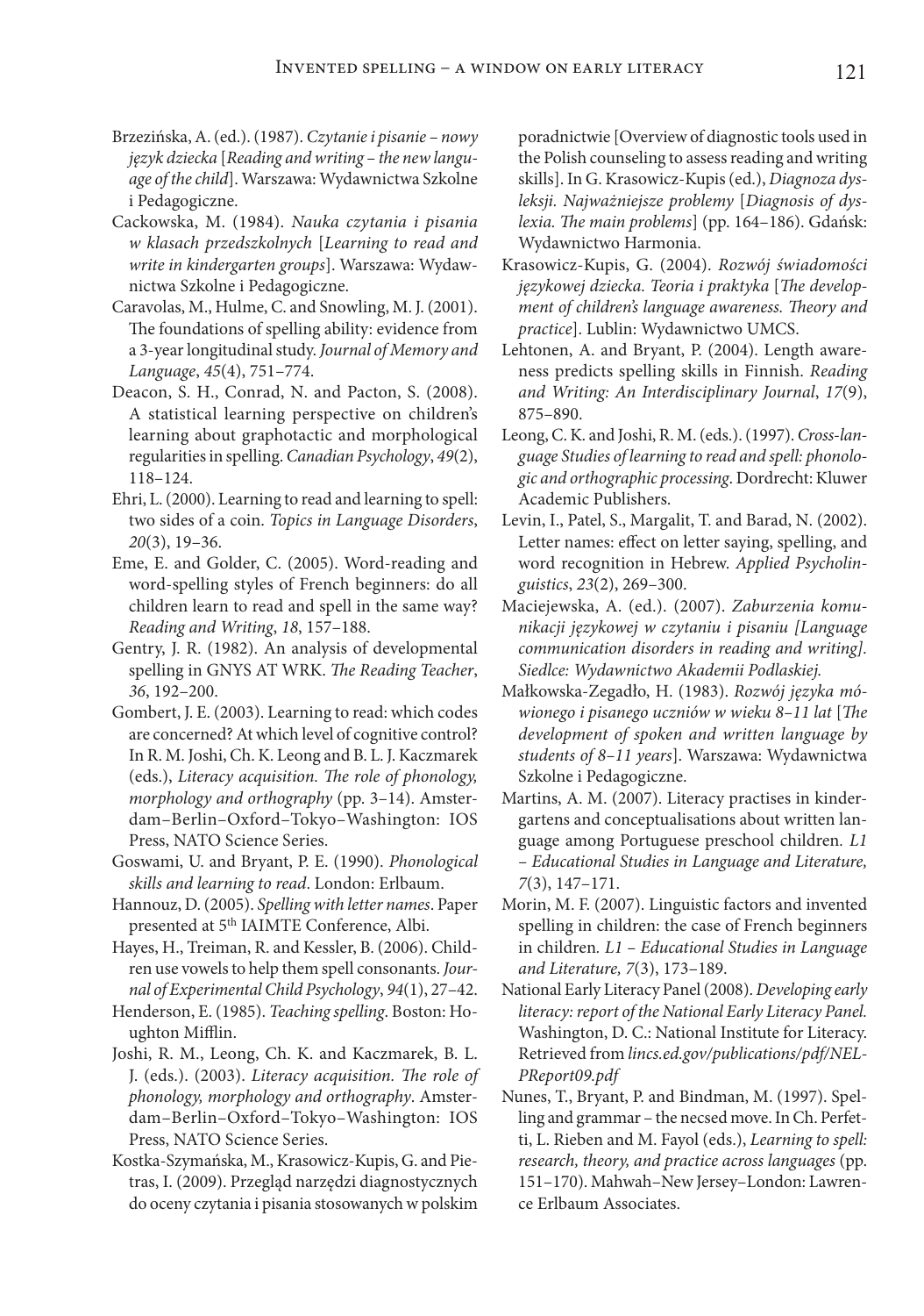Brzezińska, A. (ed.). (1987). *Czytanie i pisanie – nowy język dziecka* [*Reading and writing – the new language of the child*]. Warszawa: Wydawnictwa Szkolne i Pedagogiczne.

Cackowska, M. (1984). *Nauka czytania i pisania w klasach przedszkolnych* [*Learning to read and write in kindergarten groups*]. Warszawa: Wydawnictwa Szkolne i Pedagogiczne.

Caravolas, M., Hulme, C. and Snowling, M. J. (2001). The foundations of spelling ability: evidence from a 3-year longitudinal study. *Journal of Memory and Language*, *45*(4), 751–774.

Deacon, S. H., Conrad, N. and Pacton, S. (2008). A statistical learning perspective on children's learning about graphotactic and morphological regularities in spelling. *Canadian Psychology*, *49*(2), 118–124.

Ehri, L. (2000). Learning to read and learning to spell: two sides of a coin. *Topics in Language Disorders*, *20*(3), 19–36.

Eme, E. and Golder, C. (2005). Word-reading and word-spelling styles of French beginners: do all children learn to read and spell in the same way? *Reading and Writing*, *18*, 157–188.

Gentry, J. R. (1982). An analysis of developmental spelling in GNYS AT WRK. *The Reading Teacher*, *36*, 192–200.

Gombert, J. E. (2003). Learning to read: which codes are concerned? At which level of cognitive control? In R. M. Joshi, Ch. K. Leong and B. L. J. Kaczmarek (eds.), *Literacy acquisition. The role of phonology, morphology and orthography* (pp. 3–14). Amsterdam–Berlin–Oxford–Tokyo–Washington: IOS Press, NATO Science Series.

Goswami, U. and Bryant, P. E. (1990). *Phonological skills and learning to read*. London: Erlbaum.

Hannouz, D. (2005). *Spelling with letter names*. Paper presented at 5th IAIMTE Conference, Albi.

Hayes, H., Treiman, R. and Kessler, B. (2006). Children use vowels to help them spell consonants. *Journal of Experimental Child Psychology*, *94*(1), 27–42.

Henderson, E. (1985). *Teaching spelling*. Boston: Houghton Mifflin.

Joshi, R. M., Leong, Ch. K. and Kaczmarek, B. L. J. (eds.). (2003). *Literacy acquisition. The role of phonology, morphology and orthography*. Amsterdam–Berlin–Oxford–Tokyo–Washington: IOS Press, NATO Science Series.

Kostka-Szymańska, M., Krasowicz-Kupis, G. and Pietras, I. (2009). Przegląd narzędzi diagnostycznych do oceny czytania i pisania stosowanych w polskim poradnictwie [Overview of diagnostic tools used in the Polish counseling to assess reading and writing skills]. In G. Krasowicz-Kupis (ed.), *Diagnoza dysleksji. Najważniejsze problemy* [*Diagnosis of dyslexia. The main problems*] (pp. 164–186). Gdańsk: Wydawnictwo Harmonia.

Krasowicz-Kupis, G. (2004). *Rozwój świadomości językowej dziecka. Teoria i praktyka* [*The development of children's language awareness. Theory and practice*]. Lublin: Wydawnictwo UMCS.

Lehtonen, A. and Bryant, P. (2004). Length awareness predicts spelling skills in Finnish. *Reading and Writing: An Interdisciplinary Journal*, *17*(9), 875–890.

Leong, C. K. and Joshi, R. M. (eds.). (1997). *Cross-language Studies of learning to read and spell: phonologic and orthographic processing*. Dordrecht: Kluwer Academic Publishers.

Levin, I., Patel, S., Margalit, T. and Barad, N. (2002). Letter names: effect on letter saying, spelling, and word recognition in Hebrew. *Applied Psycholinguistics*, *23*(2), 269–300.

Maciejewska, A. (ed.). (2007). *Zaburzenia komunikacji językowej w czytaniu i pisaniu [Language communication disorders in reading and writing]. Siedlce: Wydawnictwo Akademii Podlaskiej.*

Małkowska-Zegadło, H. (1983). *Rozwój języka mówionego i pisanego uczniów w wieku 8–11 lat* [*The development of spoken and written language by students of 8–11 years*]. Warszawa: Wydawnictwa Szkolne i Pedagogiczne.

Martins, A. M. (2007). Literacy practises in kindergartens and conceptualisations about written language among Portuguese preschool children. *L1 – Educational Studies in Language and Literature, 7*(3), 147–171.

Morin, M. F. (2007). Linguistic factors and invented spelling in children: the case of French beginners in children. *L1 – Educational Studies in Language and Literature, 7*(3), 173–189.

National Early Literacy Panel (2008). *Developing early literacy: report of the National Early Literacy Panel.* Washington, D. C.: National Institute for Literacy. Retrieved from *lincs.ed.gov/publications/pdf/NELPReport09.pdf*

Nunes, T., Bryant, P. and Bindman, M. (1997). Spelling and grammar – the necsed move. In Ch. Perfetti, L. Rieben and M. Fayol (eds.), *Learning to spell: research, theory, and practice across languages* (pp. 151–170). Mahwah–New Jersey–London: Lawrence Erlbaum Associates.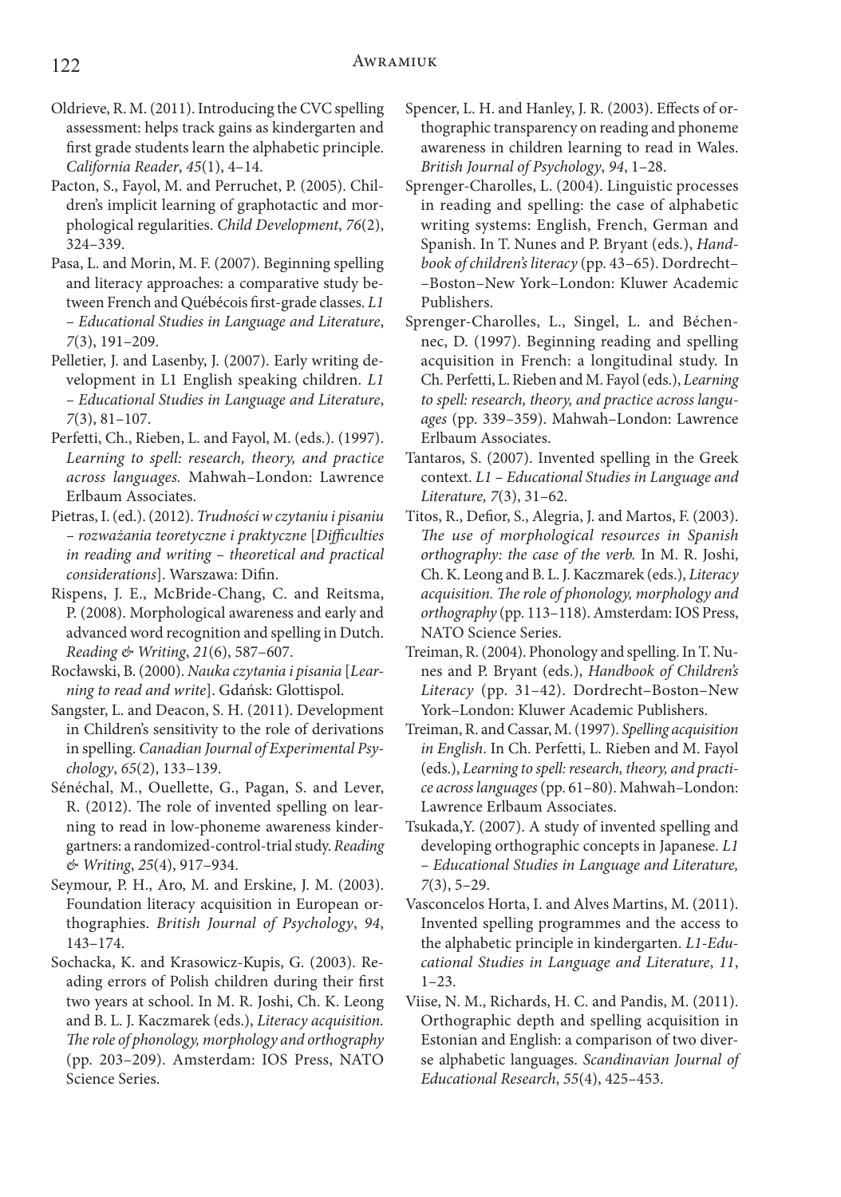Oldrieve, R. M. (2011). Introducing the CVC spelling assessment: helps track gains as kindergarten and first grade students learn the alphabetic principle. *California Reader*, *45*(1), 4–14.

Pacton, S., Fayol, M. and Perruchet, P. (2005). Children's implicit learning of graphotactic and morphological regularities. *Child Development*, *76*(2), 324–339.

Pasa, L. and Morin, M. F. (2007). Beginning spelling and literacy approaches: a comparative study between French and Québécois first-grade classes. *L1 – Educational Studies in Language and Literature*, *7*(3), 191–209.

Pelletier, J. and Lasenby, J. (2007). Early writing development in L1 English speaking children. *L1 – Educational Studies in Language and Literature*, *7*(3), 81–107.

Perfetti, Ch., Rieben, L. and Fayol, M. (eds.). (1997). *Learning to spell: research, theory, and practice across languages.* Mahwah–London: Lawrence Erlbaum Associates.

Pietras, I. (ed.). (2012). *Trudności w czytaniu i pisaniu – rozważania teoretyczne i praktyczne* [*Difficulties in reading and writing – theoretical and practical considerations*]. Warszawa: Difin.

Rispens, J. E., McBride-Chang, C. and Reitsma, P. (2008). Morphological awareness and early and advanced word recognition and spelling in Dutch. *Reading & Writing*, *21*(6), 587–607.

Rocławski, B. (2000). *Nauka czytania i pisania* [*Learning to read and write*]. Gdańsk: Glottispol.

Sangster, L. and Deacon, S. H. (2011). Development in Children's sensitivity to the role of derivations in spelling. *Canadian Journal of Experimental Psychology*, *65*(2), 133–139.

Sénéchal, M., Ouellette, G., Pagan, S. and Lever, R. (2012). The role of invented spelling on learning to read in low-phoneme awareness kindergartners: a randomized-control-trial study. *Reading & Writing*, *25*(4), 917–934.

Seymour, P. H., Aro, M. and Erskine, J. M. (2003). Foundation literacy acquisition in European orthographies. *British Journal of Psychology*, *94*, 143–174.

Sochacka, K. and Krasowicz-Kupis, G. (2003). Reading errors of Polish children during their first two years at school. In M. R. Joshi, Ch. K. Leong and B. L. J. Kaczmarek (eds.), *Literacy acquisition. The role of phonology, morphology and orthography* (pp. 203–209). Amsterdam: IOS Press, NATO Science Series.

Spencer, L. H. and Hanley, J. R. (2003). Effects of orthographic transparency on reading and phoneme awareness in children learning to read in Wales. *British Journal of Psychology*, *94*, 1–28.

Sprenger-Charolles, L. (2004). Linguistic processes in reading and spelling: the case of alphabetic writing systems: English, French, German and Spanish. In T. Nunes and P. Bryant (eds.), *Handbook of children's literacy* (pp. 43–65). Dordrecht––Boston–New York–London: Kluwer Academic Publishers.

Sprenger-Charolles, L., Singel, L. and Béchennec, D. (1997). Beginning reading and spelling acquisition in French: a longitudinal study. In Ch. Perfetti, L. Rieben and M. Fayol (eds.), *Learning to spell: research, theory, and practice across languages* (pp. 339–359). Mahwah–London: Lawrence Erlbaum Associates.

Tantaros, S. (2007). Invented spelling in the Greek context. *L1 – Educational Studies in Language and Literature, 7*(3), 31–62.

Titos, R., Defior, S., Alegria, J. and Martos, F. (2003). *The use of morphological resources in Spanish orthography: the case of the verb.* In M. R. Joshi, Ch. K. Leong and B. L. J. Kaczmarek (eds.), *Literacy acquisition. The role of phonology, morphology and orthography* (pp. 113–118). Amsterdam: IOS Press, NATO Science Series.

Treiman, R. (2004). Phonology and spelling. In T. Nunes and P. Bryant (eds.), *Handbook of Children's Literacy* (pp. 31–42). Dordrecht–Boston–New York–London: Kluwer Academic Publishers.

Treiman, R. and Cassar, M. (1997). *Spelling acquisition in English*. In Ch. Perfetti, L. Rieben and M. Fayol (eds.), *Learning to spell: research, theory, and practice across languages* (pp. 61–80). Mahwah–London: Lawrence Erlbaum Associates.

Tsukada,Y. (2007). A study of invented spelling and developing orthographic concepts in Japanese. *L1 – Educational Studies in Language and Literature, 7*(3), 5–29.

Vasconcelos Horta, I. and Alves Martins, M. (2011). Invented spelling programmes and the access to the alphabetic principle in kindergarten. *L1-Educational Studies in Language and Literature*, *11*, 1–23.

Viise, N. M., Richards, H. C. and Pandis, M. (2011). Orthographic depth and spelling acquisition in Estonian and English: a comparison of two diverse alphabetic languages. *Scandinavian Journal of Educational Research*, *55*(4), 425–453.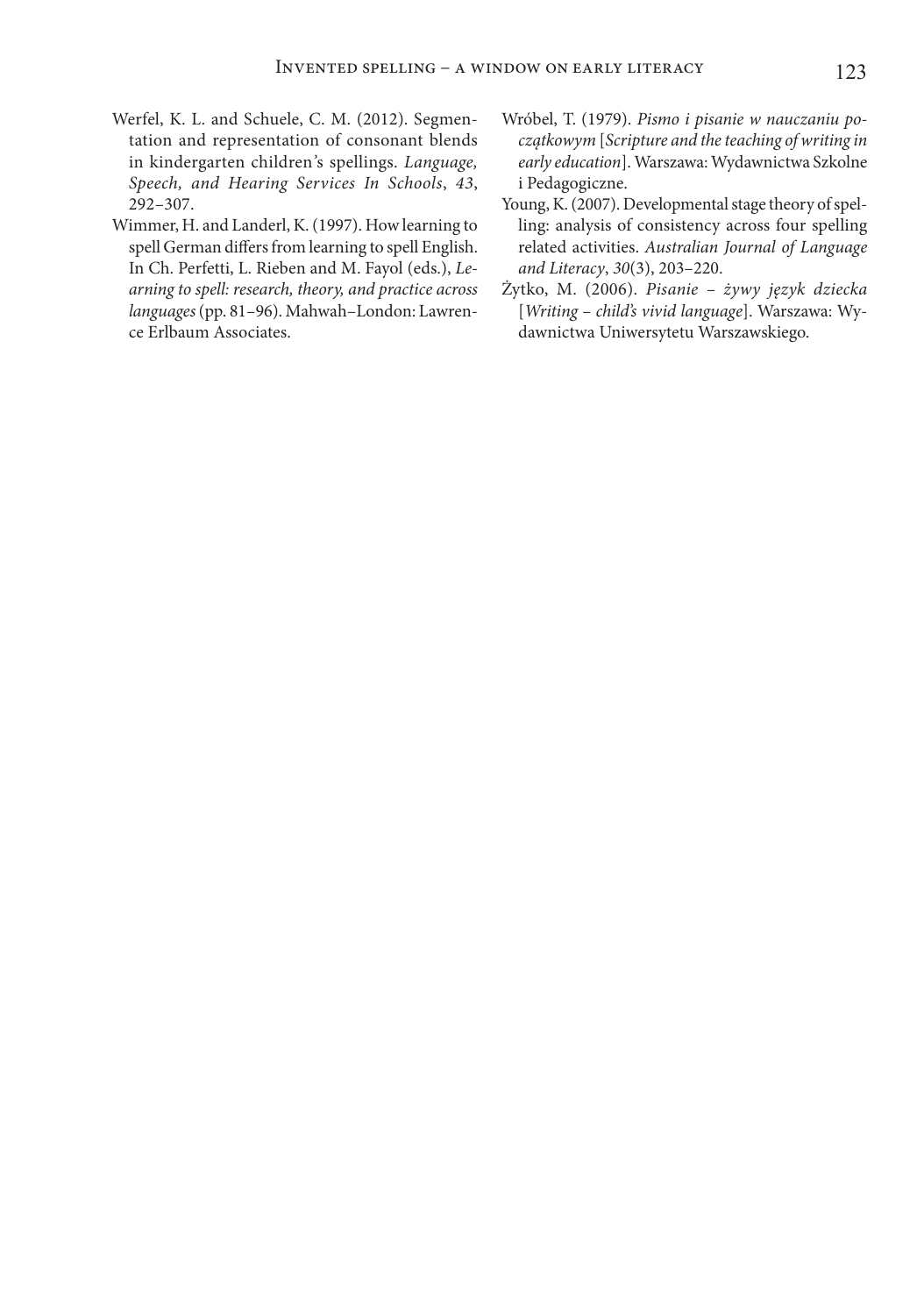Werfel, K. L. and Schuele, C. M. (2012). Segmentation and representation of consonant blends in kindergarten children's spellings. *Language, Speech, and Hearing Services In Schools*, *43*, 292–307.

Wimmer, H. and Landerl, K. (1997). How learning to spell German differs from learning to spell English. In Ch. Perfetti, L. Rieben and M. Fayol (eds.), *Learning to spell: research, theory, and practice across languages* (pp. 81–96). Mahwah–London: Lawrence Erlbaum Associates.

Wróbel, T. (1979). *Pismo i pisanie w nauczaniu początkowym* [*Scripture and the teaching of writing in early education*]. Warszawa: Wydawnictwa Szkolne i Pedagogiczne.

Young, K. (2007). Developmental stage theory of spelling: analysis of consistency across four spelling related activities. *Australian Journal of Language and Literacy*, *30*(3), 203–220.

Żytko, M. (2006). *Pisanie – żywy język dziecka* [*Writing – child's vivid language*]. Warszawa: Wydawnictwa Uniwersytetu Warszawskiego.